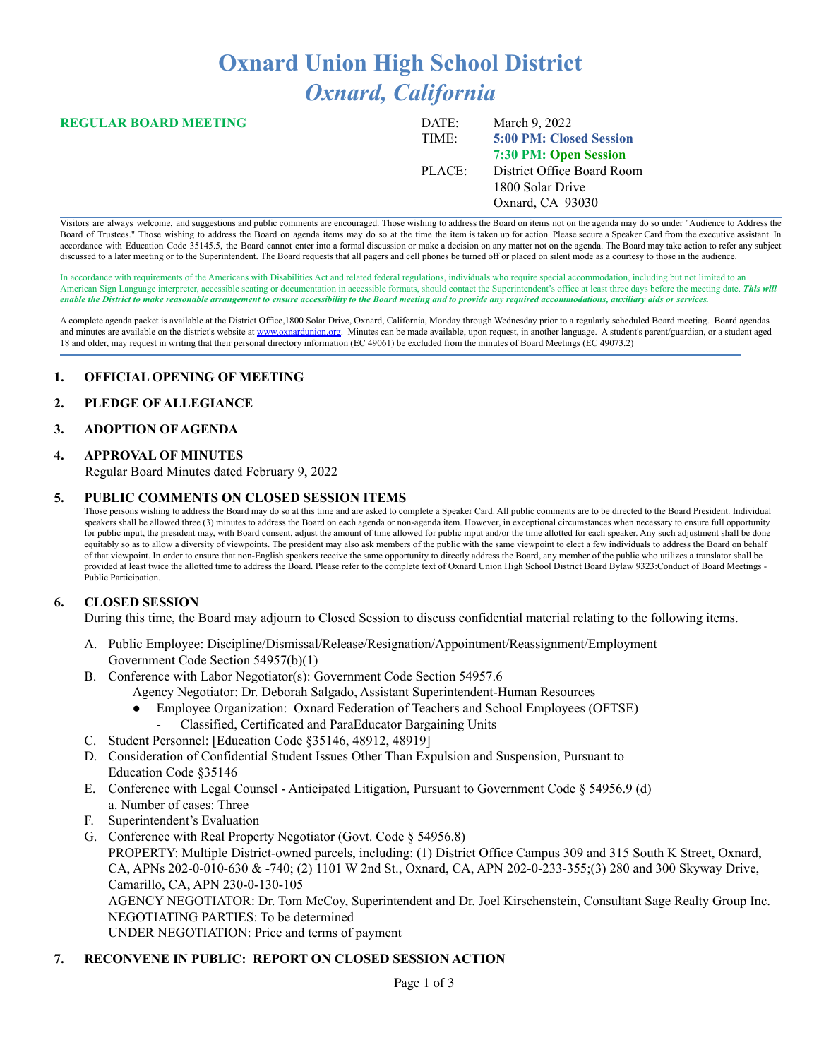# Oxnard Union High School District

## *Oxnard, California*

| **REGULAR BOARD MEETING** | DATE: | March 9, 2022 |
|---|---|---|
| | TIME: | **5:00 PM: Closed Session** |
| | | **7:30 PM: Open Session** |
| | PLACE: | District Office Board Room |
| | | 1800 Solar Drive |
| | | Oxnard, CA 93030 |

Visitors are always welcome, and suggestions and public comments are encouraged. Those wishing to address the Board on items not on the agenda may do so under "Audience to Address the Board of Trustees." Those wishing to address the Board on agenda items may do so at the time the item is taken up for action. Please secure a Speaker Card from the executive assistant. In accordance with Education Code 35145.5, the Board cannot enter into a formal discussion or make a decision on any matter not on the agenda. The Board may take action to refer any subject discussed to a later meeting or to the Superintendent. The Board requests that all pagers and cell phones be turned off or placed on silent mode as a courtesy to those in the audience.

In accordance with requirements of the Americans with Disabilities Act and related federal regulations, individuals who require special accommodation, including but not limited to an American Sign Language interpreter, accessible seating or documentation in accessible formats, should contact the Superintendent's office at least three days before the meeting date. ***This will enable the District to make reasonable arrangement to ensure accessibility to the Board meeting and to provide any required accommodations, auxiliary aids or services.***

A complete agenda packet is available at the District Office,1800 Solar Drive, Oxnard, California, Monday through Wednesday prior to a regularly scheduled Board meeting. Board agendas and minutes are available on the district's website at www.oxnardunion.org. Minutes can be made available, upon request, in another language. A student's parent/guardian, or a student aged 18 and older, may request in writing that their personal directory information (EC 49061) be excluded from the minutes of Board Meetings (EC 49073.2)

**1. OFFICIAL OPENING OF MEETING**

**2. PLEDGE OF ALLEGIANCE**

**3. ADOPTION OF AGENDA**

**4. APPROVAL OF MINUTES**

Regular Board Minutes dated February 9, 2022

**5. PUBLIC COMMENTS ON CLOSED SESSION ITEMS**

Those persons wishing to address the Board may do so at this time and are asked to complete a Speaker Card. All public comments are to be directed to the Board President. Individual speakers shall be allowed three (3) minutes to address the Board on each agenda or non-agenda item. However, in exceptional circumstances when necessary to ensure full opportunity for public input, the president may, with Board consent, adjust the amount of time allowed for public input and/or the time allotted for each speaker. Any such adjustment shall be done equitably so as to allow a diversity of viewpoints. The president may also ask members of the public with the same viewpoint to elect a few individuals to address the Board on behalf of that viewpoint. In order to ensure that non-English speakers receive the same opportunity to directly address the Board, any member of the public who utilizes a translator shall be provided at least twice the allotted time to address the Board. Please refer to the complete text of Oxnard Union High School District Board Bylaw 9323:Conduct of Board Meetings - Public Participation.

**6. CLOSED SESSION**

During this time, the Board may adjourn to Closed Session to discuss confidential material relating to the following items.

A. Public Employee: Discipline/Dismissal/Release/Resignation/Appointment/Reassignment/Employment Government Code Section 54957(b)(1)

B. Conference with Labor Negotiator(s): Government Code Section 54957.6
   Agency Negotiator: Dr. Deborah Salgado, Assistant Superintendent-Human Resources
   - Employee Organization: Oxnard Federation of Teachers and School Employees (OFTSE)
     - Classified, Certificated and ParaEducator Bargaining Units

C. Student Personnel: [Education Code §35146, 48912, 48919]

D. Consideration of Confidential Student Issues Other Than Expulsion and Suspension, Pursuant to Education Code §35146

E. Conference with Legal Counsel - Anticipated Litigation, Pursuant to Government Code § 54956.9 (d)
   a. Number of cases: Three

F. Superintendent's Evaluation

G. Conference with Real Property Negotiator (Govt. Code § 54956.8)
   PROPERTY: Multiple District-owned parcels, including: (1) District Office Campus 309 and 315 South K Street, Oxnard, CA, APNs 202-0-010-630 & -740; (2) 1101 W 2nd St., Oxnard, CA, APN 202-0-233-355;(3) 280 and 300 Skyway Drive, Camarillo, CA, APN 230-0-130-105
   AGENCY NEGOTIATOR: Dr. Tom McCoy, Superintendent and Dr. Joel Kirschenstein, Consultant Sage Realty Group Inc.
   NEGOTIATING PARTIES: To be determined
   UNDER NEGOTIATION: Price and terms of payment

**7. RECONVENE IN PUBLIC: REPORT ON CLOSED SESSION ACTION**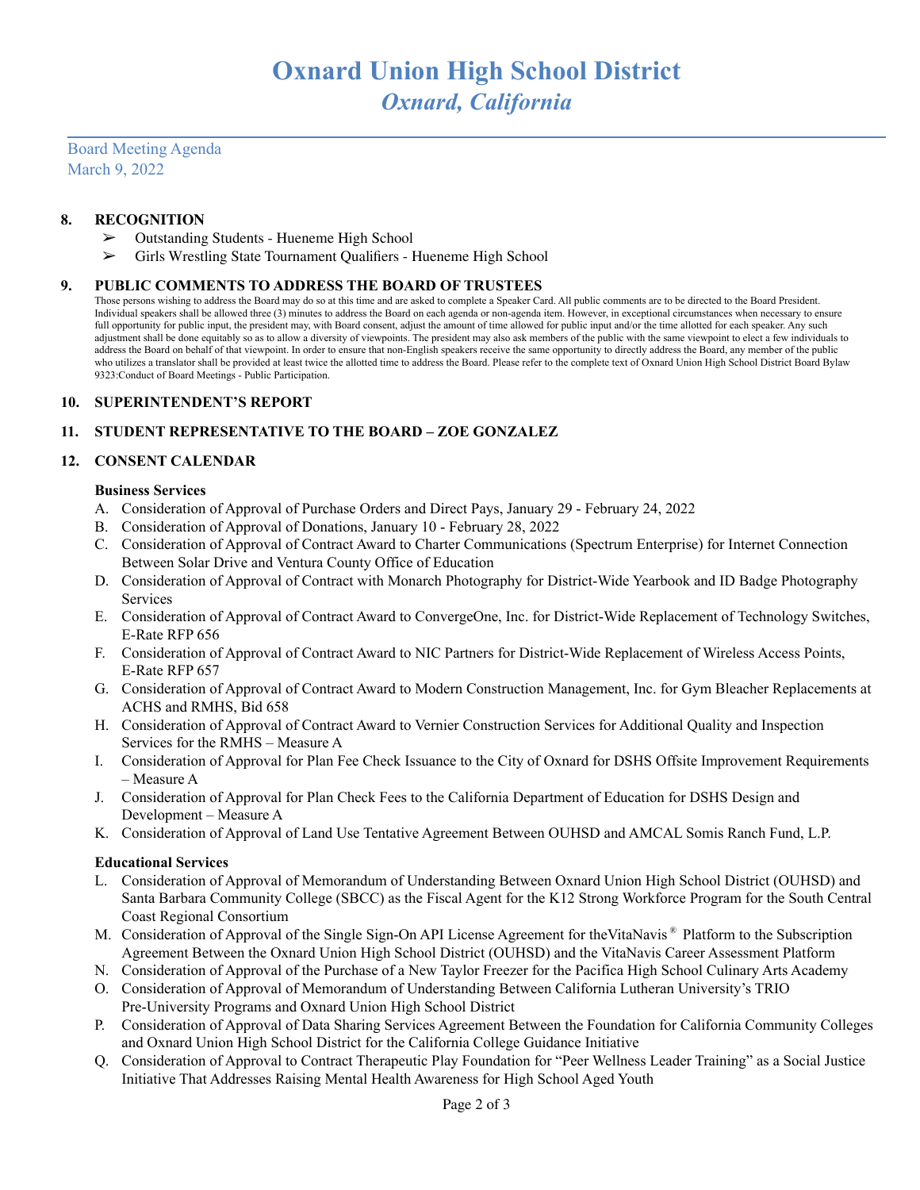# Oxnard Union High School District
## *Oxnard, California*

Board Meeting Agenda
March 9, 2022

**8. RECOGNITION**

- ➢ Outstanding Students - Hueneme High School
- ➢ Girls Wrestling State Tournament Qualifiers - Hueneme High School

**9. PUBLIC COMMENTS TO ADDRESS THE BOARD OF TRUSTEES**

Those persons wishing to address the Board may do so at this time and are asked to complete a Speaker Card. All public comments are to be directed to the Board President. Individual speakers shall be allowed three (3) minutes to address the Board on each agenda or non-agenda item. However, in exceptional circumstances when necessary to ensure full opportunity for public input, the president may, with Board consent, adjust the amount of time allowed for public input and/or the time allotted for each speaker. Any such adjustment shall be done equitably so as to allow a diversity of viewpoints. The president may also ask members of the public with the same viewpoint to elect a few individuals to address the Board on behalf of that viewpoint. In order to ensure that non-English speakers receive the same opportunity to directly address the Board, any member of the public who utilizes a translator shall be provided at least twice the allotted time to address the Board. Please refer to the complete text of Oxnard Union High School District Board Bylaw 9323:Conduct of Board Meetings - Public Participation.

**10. SUPERINTENDENT'S REPORT**

**11. STUDENT REPRESENTATIVE TO THE BOARD – ZOE GONZALEZ**

**12. CONSENT CALENDAR**

**Business Services**

A. Consideration of Approval of Purchase Orders and Direct Pays, January 29 - February 24, 2022
B. Consideration of Approval of Donations, January 10 - February 28, 2022
C. Consideration of Approval of Contract Award to Charter Communications (Spectrum Enterprise) for Internet Connection Between Solar Drive and Ventura County Office of Education
D. Consideration of Approval of Contract with Monarch Photography for District-Wide Yearbook and ID Badge Photography Services
E. Consideration of Approval of Contract Award to ConvergeOne, Inc. for District-Wide Replacement of Technology Switches, E-Rate RFP 656
F. Consideration of Approval of Contract Award to NIC Partners for District-Wide Replacement of Wireless Access Points, E-Rate RFP 657
G. Consideration of Approval of Contract Award to Modern Construction Management, Inc. for Gym Bleacher Replacements at ACHS and RMHS, Bid 658
H. Consideration of Approval of Contract Award to Vernier Construction Services for Additional Quality and Inspection Services for the RMHS – Measure A
I. Consideration of Approval for Plan Fee Check Issuance to the City of Oxnard for DSHS Offsite Improvement Requirements – Measure A
J. Consideration of Approval for Plan Check Fees to the California Department of Education for DSHS Design and Development – Measure A
K. Consideration of Approval of Land Use Tentative Agreement Between OUHSD and AMCAL Somis Ranch Fund, L.P.

**Educational Services**

L. Consideration of Approval of Memorandum of Understanding Between Oxnard Union High School District (OUHSD) and Santa Barbara Community College (SBCC) as the Fiscal Agent for the K12 Strong Workforce Program for the South Central Coast Regional Consortium
M. Consideration of Approval of the Single Sign-On API License Agreement for theVitaNavis® Platform to the Subscription Agreement Between the Oxnard Union High School District (OUHSD) and the VitaNavis Career Assessment Platform
N. Consideration of Approval of the Purchase of a New Taylor Freezer for the Pacifica High School Culinary Arts Academy
O. Consideration of Approval of Memorandum of Understanding Between California Lutheran University's TRIO Pre-University Programs and Oxnard Union High School District
P. Consideration of Approval of Data Sharing Services Agreement Between the Foundation for California Community Colleges and Oxnard Union High School District for the California College Guidance Initiative
Q. Consideration of Approval to Contract Therapeutic Play Foundation for "Peer Wellness Leader Training" as a Social Justice Initiative That Addresses Raising Mental Health Awareness for High School Aged Youth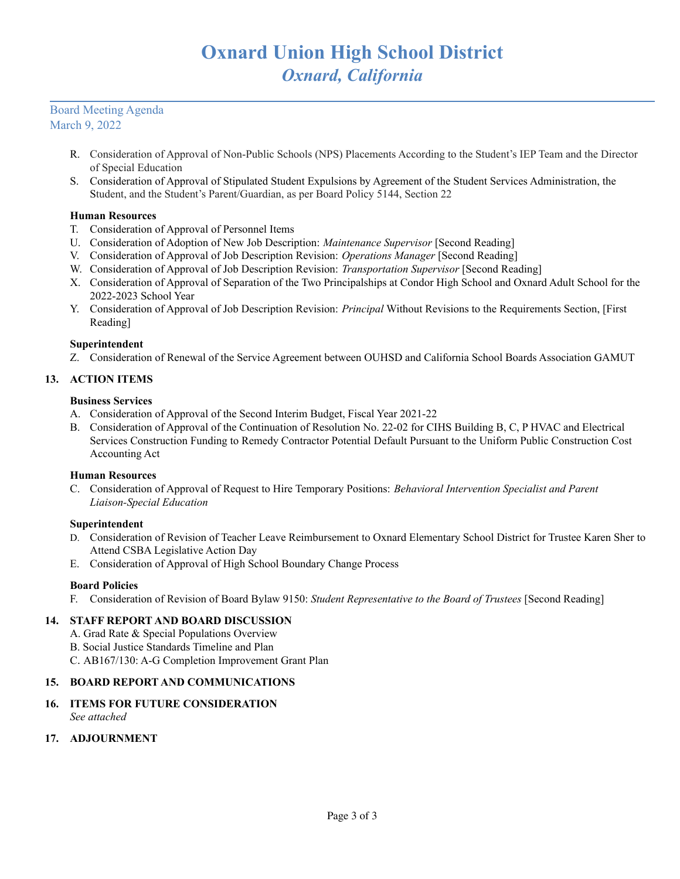# Oxnard Union High School District

## *Oxnard, California*

Board Meeting Agenda
March 9, 2022

R. Consideration of Approval of Non-Public Schools (NPS) Placements According to the Student's IEP Team and the Director of Special Education

S. Consideration of Approval of Stipulated Student Expulsions by Agreement of the Student Services Administration, the Student, and the Student's Parent/Guardian, as per Board Policy 5144, Section 22

**Human Resources**

T. Consideration of Approval of Personnel Items

U. Consideration of Adoption of New Job Description: *Maintenance Supervisor* [Second Reading]

V. Consideration of Approval of Job Description Revision: *Operations Manager* [Second Reading]

W. Consideration of Approval of Job Description Revision: *Transportation Supervisor* [Second Reading]

X. Consideration of Approval of Separation of the Two Principalships at Condor High School and Oxnard Adult School for the 2022-2023 School Year

Y. Consideration of Approval of Job Description Revision: *Principal* Without Revisions to the Requirements Section, [First Reading]

**Superintendent**

Z. Consideration of Renewal of the Service Agreement between OUHSD and California School Boards Association GAMUT

**13. ACTION ITEMS**

**Business Services**

A. Consideration of Approval of the Second Interim Budget, Fiscal Year 2021-22

B. Consideration of Approval of the Continuation of Resolution No. 22-02 for CIHS Building B, C, P HVAC and Electrical Services Construction Funding to Remedy Contractor Potential Default Pursuant to the Uniform Public Construction Cost Accounting Act

**Human Resources**

C. Consideration of Approval of Request to Hire Temporary Positions: *Behavioral Intervention Specialist and Parent Liaison-Special Education*

**Superintendent**

D. Consideration of Revision of Teacher Leave Reimbursement to Oxnard Elementary School District for Trustee Karen Sher to Attend CSBA Legislative Action Day

E. Consideration of Approval of High School Boundary Change Process

**Board Policies**

F. Consideration of Revision of Board Bylaw 9150: *Student Representative to the Board of Trustees* [Second Reading]

**14. STAFF REPORT AND BOARD DISCUSSION**

A. Grad Rate & Special Populations Overview
B. Social Justice Standards Timeline and Plan
C. AB167/130: A-G Completion Improvement Grant Plan

**15. BOARD REPORT AND COMMUNICATIONS**

**16. ITEMS FOR FUTURE CONSIDERATION**
*See attached*

**17. ADJOURNMENT**